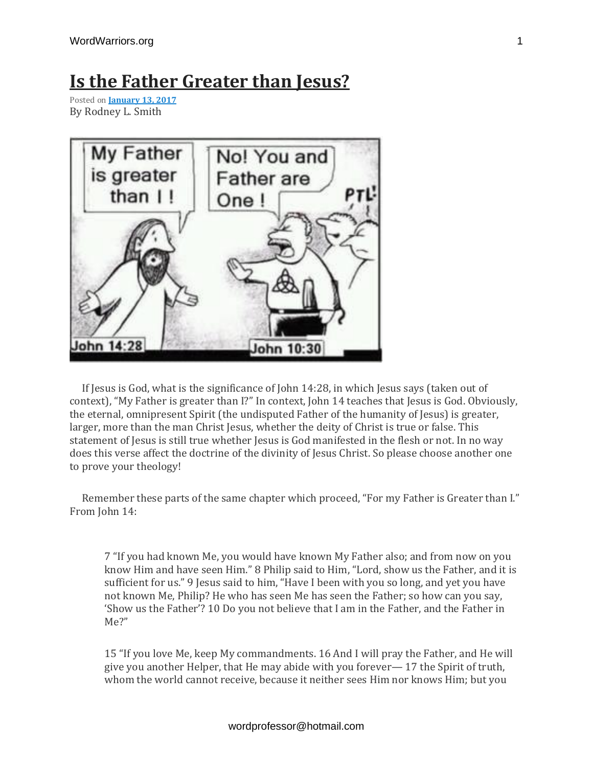# Is the Father Greater than Jesus?

Posted on **January 13, 2017**
By Rodney L. Smith

If Jesus is God, what is the significance of John 14:28, in which Jesus says (taken out of context), "My Father is greater than I?" In context, John 14 teaches that Jesus is God. Obviously, the eternal, omnipresent Spirit (the undisputed Father of the humanity of Jesus) is greater, larger, more than the man Christ Jesus, whether the deity of Christ is true or false. This statement of Jesus is still true whether Jesus is God manifested in the flesh or not. In no way does this verse affect the doctrine of the divinity of Jesus Christ. So please choose another one to prove your theology!

Remember these parts of the same chapter which proceed, "For my Father is Greater than I." From John 14:

> 7 "If you had known Me, you would have known My Father also; and from now on you know Him and have seen Him." 8 Philip said to Him, "Lord, show us the Father, and it is sufficient for us." 9 Jesus said to him, "Have I been with you so long, and yet you have not known Me, Philip? He who has seen Me has seen the Father; so how can you say, 'Show us the Father'? 10 Do you not believe that I am in the Father, and the Father in Me?"
>
> 15 "If you love Me, keep My commandments. 16 And I will pray the Father, and He will give you another Helper, that He may abide with you forever— 17 the Spirit of truth, whom the world cannot receive, because it neither sees Him nor knows Him; but you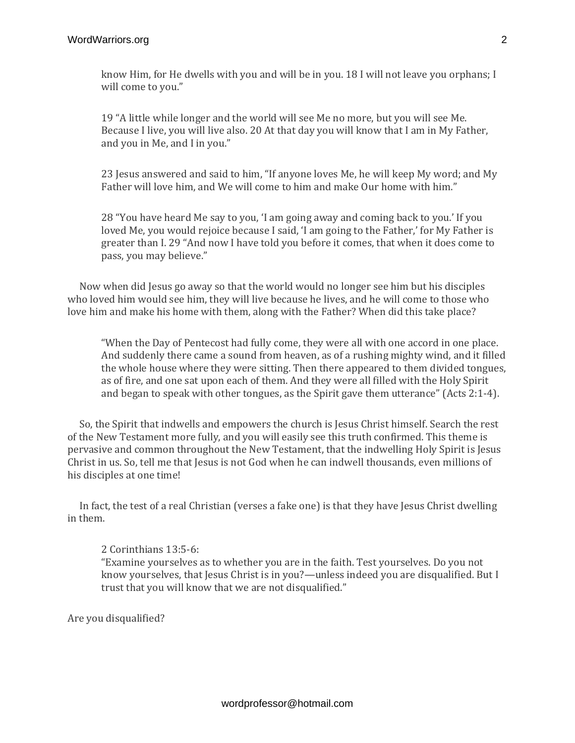> know Him, for He dwells with you and will be in you. 18 I will not leave you orphans; I will come to you."
>
> 19 "A little while longer and the world will see Me no more, but you will see Me. Because I live, you will live also. 20 At that day you will know that I am in My Father, and you in Me, and I in you."
>
> 23 Jesus answered and said to him, "If anyone loves Me, he will keep My word; and My Father will love him, and We will come to him and make Our home with him."
>
> 28 "You have heard Me say to you, 'I am going away and coming back to you.' If you loved Me, you would rejoice because I said, 'I am going to the Father,' for My Father is greater than I. 29 "And now I have told you before it comes, that when it does come to pass, you may believe."

Now when did Jesus go away so that the world would no longer see him but his disciples who loved him would see him, they will live because he lives, and he will come to those who love him and make his home with them, along with the Father? When did this take place?

> "When the Day of Pentecost had fully come, they were all with one accord in one place. And suddenly there came a sound from heaven, as of a rushing mighty wind, and it filled the whole house where they were sitting. Then there appeared to them divided tongues, as of fire, and one sat upon each of them. And they were all filled with the Holy Spirit and began to speak with other tongues, as the Spirit gave them utterance" (Acts 2:1-4).

So, the Spirit that indwells and empowers the church is Jesus Christ himself. Search the rest of the New Testament more fully, and you will easily see this truth confirmed. This theme is pervasive and common throughout the New Testament, that the indwelling Holy Spirit is Jesus Christ in us. So, tell me that Jesus is not God when he can indwell thousands, even millions of his disciples at one time!

In fact, the test of a real Christian (verses a fake one) is that they have Jesus Christ dwelling in them.

> 2 Corinthians 13:5-6:
> "Examine yourselves as to whether you are in the faith. Test yourselves. Do you not know yourselves, that Jesus Christ is in you?—unless indeed you are disqualified. But I trust that you will know that we are not disqualified."

Are you disqualified?